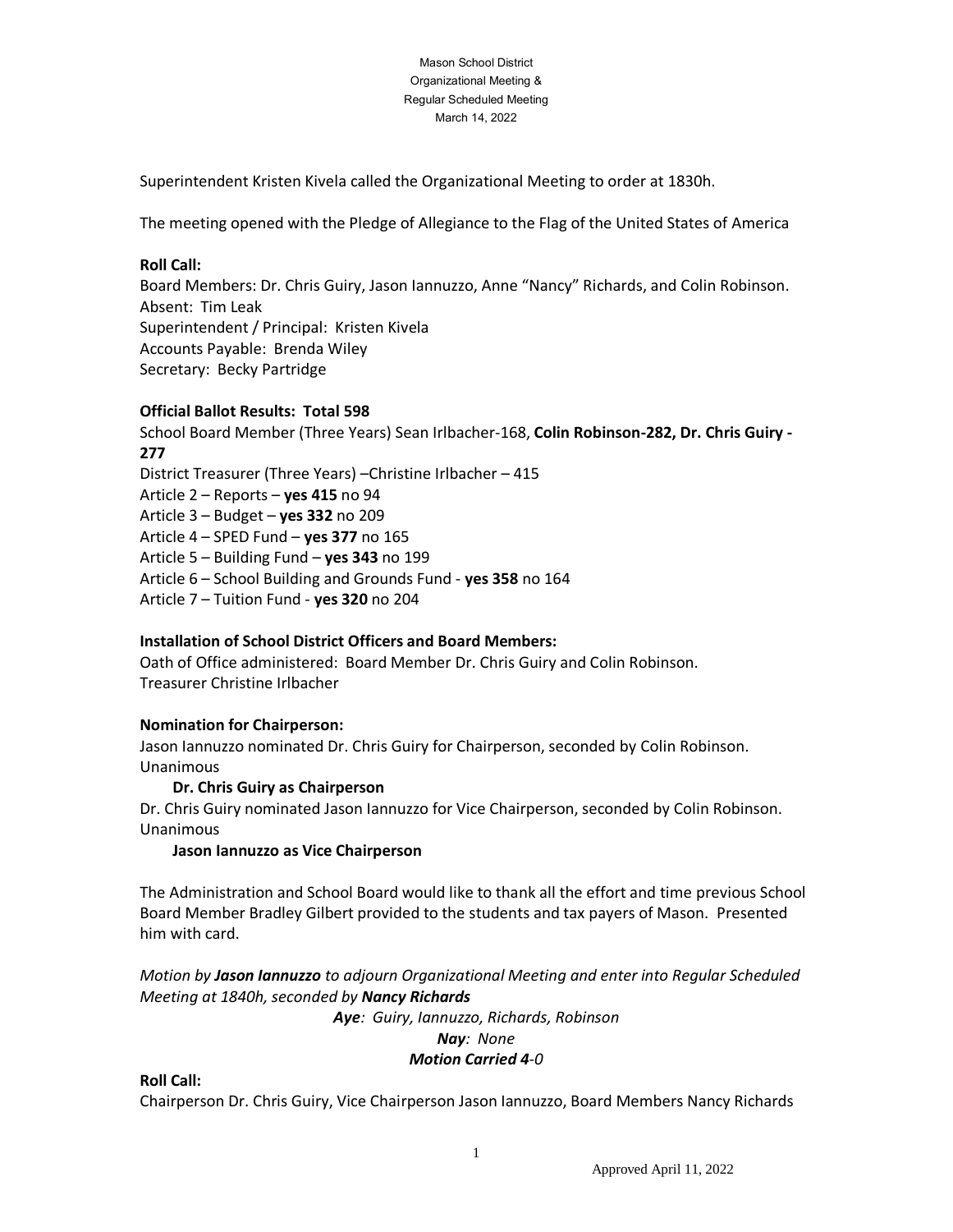Mason School District
Organizational Meeting &
Regular Scheduled Meeting
March 14, 2022

Superintendent Kristen Kivela called the Organizational Meeting to order at 1830h.

The meeting opened with the Pledge of Allegiance to the Flag of the United States of America

**Roll Call:**
Board Members: Dr. Chris Guiry, Jason Iannuzzo, Anne "Nancy" Richards, and Colin Robinson.
Absent: Tim Leak
Superintendent / Principal: Kristen Kivela
Accounts Payable: Brenda Wiley
Secretary: Becky Partridge

**Official Ballot Results: Total 598**
School Board Member (Three Years) Sean Irlbacher-168, **Colin Robinson-282, Dr. Chris Guiry - 277**
District Treasurer (Three Years) –Christine Irlbacher – 415
Article 2 – Reports – **yes 415** no 94
Article 3 – Budget – **yes 332** no 209
Article 4 – SPED Fund – **yes 377** no 165
Article 5 – Building Fund – **yes 343** no 199
Article 6 – School Building and Grounds Fund - **yes 358** no 164
Article 7 – Tuition Fund - **yes 320** no 204

**Installation of School District Officers and Board Members:**
Oath of Office administered: Board Member Dr. Chris Guiry and Colin Robinson.
Treasurer Christine Irlbacher

**Nomination for Chairperson:**
Jason Iannuzzo nominated Dr. Chris Guiry for Chairperson, seconded by Colin Robinson.
Unanimous

**Dr. Chris Guiry as Chairperson**

Dr. Chris Guiry nominated Jason Iannuzzo for Vice Chairperson, seconded by Colin Robinson.
Unanimous

**Jason Iannuzzo as Vice Chairperson**

The Administration and School Board would like to thank all the effort and time previous School Board Member Bradley Gilbert provided to the students and tax payers of Mason. Presented him with card.

*Motion by **Jason Iannuzzo** to adjourn Organizational Meeting and enter into Regular Scheduled Meeting at 1840h, seconded by **Nancy Richards***

***Aye**: Guiry, Iannuzzo, Richards, Robinson*
***Nay**: None*
***Motion Carried 4**-0*

**Roll Call:**
Chairperson Dr. Chris Guiry, Vice Chairperson Jason Iannuzzo, Board Members Nancy Richards

Approved April 11, 2022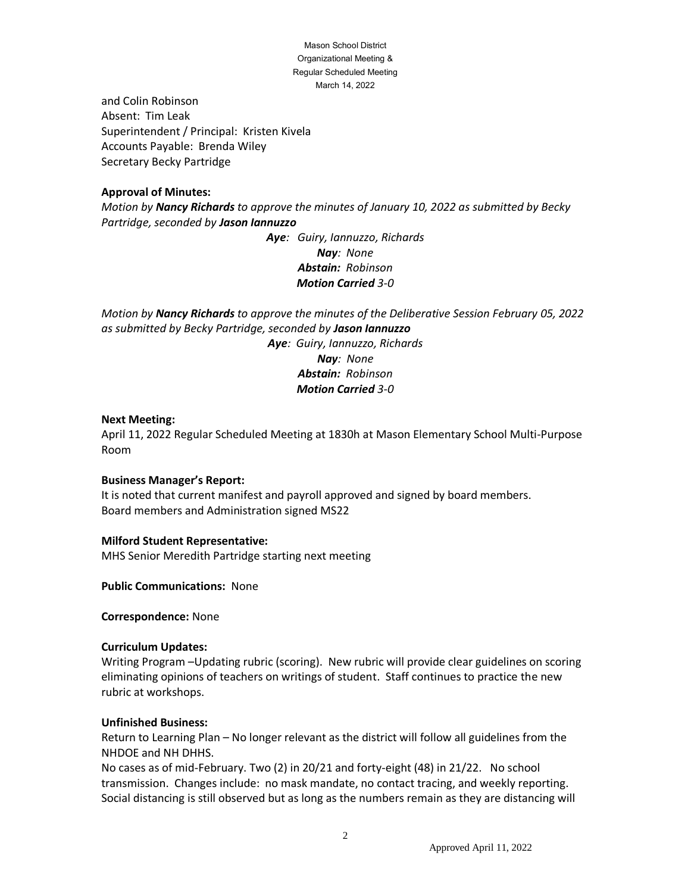and Colin Robinson
Absent: Tim Leak
Superintendent / Principal: Kristen Kivela
Accounts Payable: Brenda Wiley
Secretary Becky Partridge

**Approval of Minutes:**
*Motion by **Nancy Richards** to approve the minutes of January 10, 2022 as submitted by Becky Partridge, seconded by **Jason Iannuzzo***

***Aye**: Guiry, Iannuzzo, Richards*
***Nay**: None*
***Abstain:** Robinson*
***Motion Carried** 3-0*

*Motion by **Nancy Richards** to approve the minutes of the Deliberative Session February 05, 2022 as submitted by Becky Partridge, seconded by **Jason Iannuzzo***

***Aye**: Guiry, Iannuzzo, Richards*
***Nay**: None*
***Abstain:** Robinson*
***Motion Carried** 3-0*

**Next Meeting:**
April 11, 2022 Regular Scheduled Meeting at 1830h at Mason Elementary School Multi-Purpose Room

**Business Manager's Report:**
It is noted that current manifest and payroll approved and signed by board members.
Board members and Administration signed MS22

**Milford Student Representative:**
MHS Senior Meredith Partridge starting next meeting

**Public Communications:** None

**Correspondence:** None

**Curriculum Updates:**
Writing Program –Updating rubric (scoring). New rubric will provide clear guidelines on scoring eliminating opinions of teachers on writings of student. Staff continues to practice the new rubric at workshops.

**Unfinished Business:**
Return to Learning Plan – No longer relevant as the district will follow all guidelines from the NHDOE and NH DHHS.
No cases as of mid-February. Two (2) in 20/21 and forty-eight (48) in 21/22. No school transmission. Changes include: no mask mandate, no contact tracing, and weekly reporting. Social distancing is still observed but as long as the numbers remain as they are distancing will

Approved April 11, 2022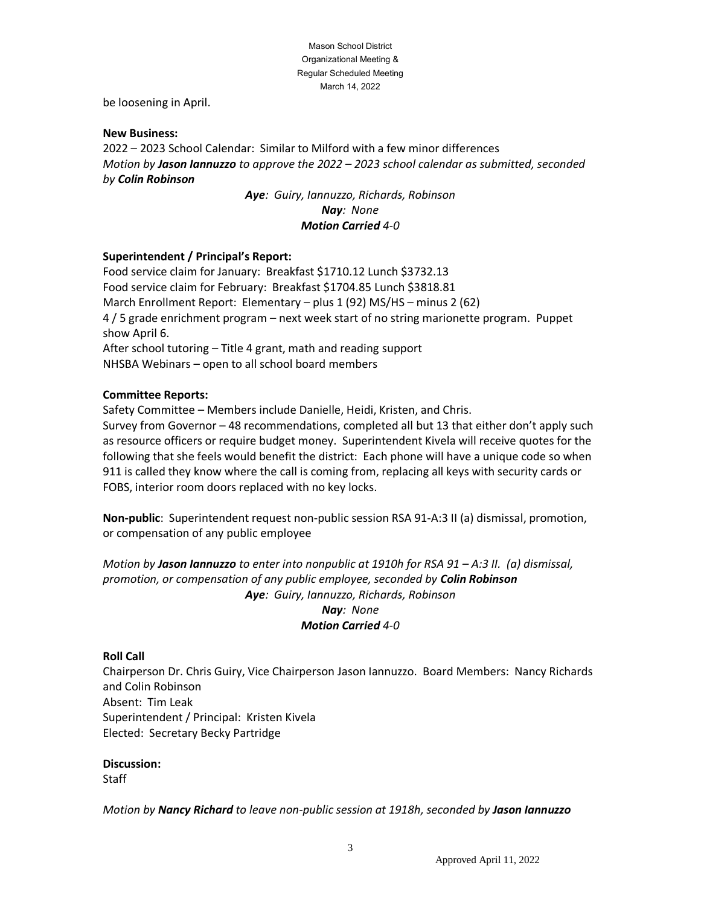be loosening in April.

**New Business:**

2022 – 2023 School Calendar: Similar to Milford with a few minor differences

*Motion by **Jason Iannuzzo** to approve the 2022 – 2023 school calendar as submitted, seconded by **Colin Robinson***

***Aye**: Guiry, Iannuzzo, Richards, Robinson*
***Nay**: None*
***Motion Carried** 4-0*

**Superintendent / Principal's Report:**

Food service claim for January: Breakfast $1710.12 Lunch $3732.13
Food service claim for February: Breakfast $1704.85 Lunch $3818.81
March Enrollment Report: Elementary – plus 1 (92) MS/HS – minus 2 (62)
4 / 5 grade enrichment program – next week start of no string marionette program. Puppet show April 6.
After school tutoring – Title 4 grant, math and reading support
NHSBA Webinars – open to all school board members

**Committee Reports:**

Safety Committee – Members include Danielle, Heidi, Kristen, and Chris.
Survey from Governor – 48 recommendations, completed all but 13 that either don't apply such as resource officers or require budget money. Superintendent Kivela will receive quotes for the following that she feels would benefit the district: Each phone will have a unique code so when 911 is called they know where the call is coming from, replacing all keys with security cards or FOBS, interior room doors replaced with no key locks.

**Non-public**: Superintendent request non-public session RSA 91-A:3 II (a) dismissal, promotion, or compensation of any public employee

*Motion by **Jason Iannuzzo** to enter into nonpublic at 1910h for RSA 91 – A:3 II. (a) dismissal, promotion, or compensation of any public employee, seconded by **Colin Robinson***

***Aye**: Guiry, Iannuzzo, Richards, Robinson*
***Nay**: None*
***Motion Carried** 4-0*

**Roll Call**

Chairperson Dr. Chris Guiry, Vice Chairperson Jason Iannuzzo. Board Members: Nancy Richards and Colin Robinson
Absent: Tim Leak
Superintendent / Principal: Kristen Kivela
Elected: Secretary Becky Partridge

**Discussion:**

Staff

*Motion by **Nancy Richard** to leave non-public session at 1918h, seconded by **Jason Iannuzzo***

Approved April 11, 2022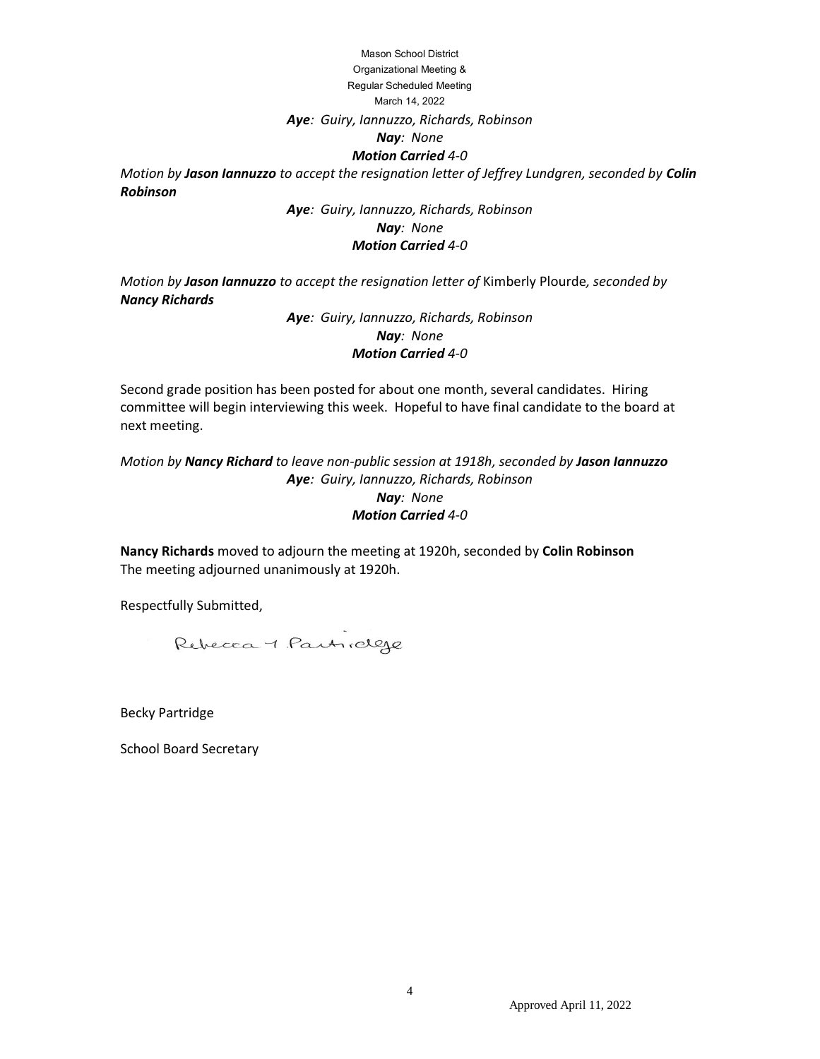*Aye: Guiry, Iannuzzo, Richards, Robinson*
*Nay: None*
***Motion Carried** 4-0*

*Motion by **Jason Iannuzzo** to accept the resignation letter of Jeffrey Lundgren, seconded by **Colin Robinson***

*Aye: Guiry, Iannuzzo, Richards, Robinson*
*Nay: None*
***Motion Carried** 4-0*

*Motion by **Jason Iannuzzo** to accept the resignation letter of* Kimberly Plourde*, seconded by **Nancy Richards***

*Aye: Guiry, Iannuzzo, Richards, Robinson*
*Nay: None*
***Motion Carried** 4-0*

Second grade position has been posted for about one month, several candidates. Hiring committee will begin interviewing this week. Hopeful to have final candidate to the board at next meeting.

*Motion by **Nancy Richard** to leave non-public session at 1918h, seconded by **Jason Iannuzzo***

*Aye: Guiry, Iannuzzo, Richards, Robinson*
*Nay: None*
***Motion Carried** 4-0*

**Nancy Richards** moved to adjourn the meeting at 1920h, seconded by **Colin Robinson**
The meeting adjourned unanimously at 1920h.

Respectfully Submitted,

Rebecca A Partridge

Becky Partridge

School Board Secretary

Approved April 11, 2022